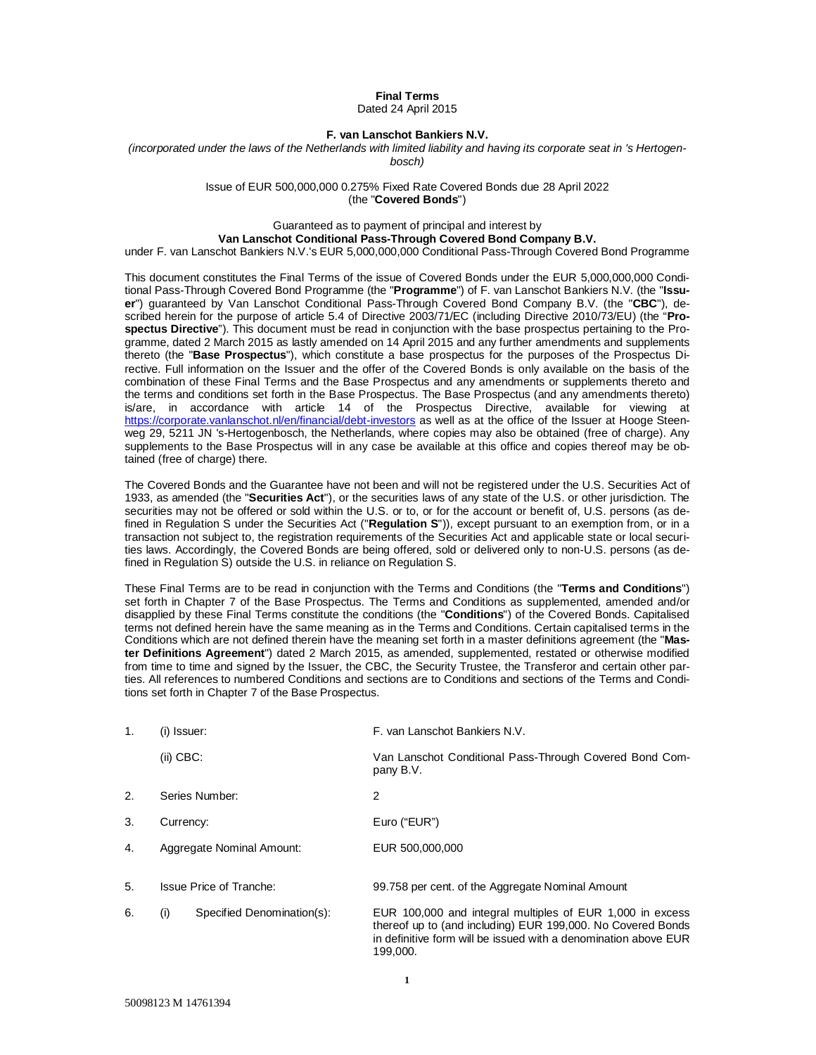# Final Terms

Dated 24 April 2015

**F. van Lanschot Bankiers N.V.**

*(incorporated under the laws of the Netherlands with limited liability and having its corporate seat in 's Hertogenbosch)*

Issue of EUR 500,000,000 0.275% Fixed Rate Covered Bonds due 28 April 2022
(the "**Covered Bonds**")

Guaranteed as to payment of principal and interest by
**Van Lanschot Conditional Pass-Through Covered Bond Company B.V.**
under F. van Lanschot Bankiers N.V.'s EUR 5,000,000,000 Conditional Pass-Through Covered Bond Programme

This document constitutes the Final Terms of the issue of Covered Bonds under the EUR 5,000,000,000 Conditional Pass-Through Covered Bond Programme (the "**Programme**") of F. van Lanschot Bankiers N.V. (the "**Issuer**") guaranteed by Van Lanschot Conditional Pass-Through Covered Bond Company B.V. (the "**CBC**"), described herein for the purpose of article 5.4 of Directive 2003/71/EC (including Directive 2010/73/EU) (the "**Prospectus Directive**"). This document must be read in conjunction with the base prospectus pertaining to the Programme, dated 2 March 2015 as lastly amended on 14 April 2015 and any further amendments and supplements thereto (the "**Base Prospectus**"), which constitute a base prospectus for the purposes of the Prospectus Directive. Full information on the Issuer and the offer of the Covered Bonds is only available on the basis of the combination of these Final Terms and the Base Prospectus and any amendments or supplements thereto and the terms and conditions set forth in the Base Prospectus. The Base Prospectus (and any amendments thereto) is/are, in accordance with article 14 of the Prospectus Directive, available for viewing at https://corporate.vanlanschot.nl/en/financial/debt-investors as well as at the office of the Issuer at Hooge Steenweg 29, 5211 JN 's-Hertogenbosch, the Netherlands, where copies may also be obtained (free of charge). Any supplements to the Base Prospectus will in any case be available at this office and copies thereof may be obtained (free of charge) there.

The Covered Bonds and the Guarantee have not been and will not be registered under the U.S. Securities Act of 1933, as amended (the "**Securities Act**"), or the securities laws of any state of the U.S. or other jurisdiction. The securities may not be offered or sold within the U.S. or to, or for the account or benefit of, U.S. persons (as defined in Regulation S under the Securities Act ("**Regulation S**")), except pursuant to an exemption from, or in a transaction not subject to, the registration requirements of the Securities Act and applicable state or local securities laws. Accordingly, the Covered Bonds are being offered, sold or delivered only to non-U.S. persons (as defined in Regulation S) outside the U.S. in reliance on Regulation S.

These Final Terms are to be read in conjunction with the Terms and Conditions (the "**Terms and Conditions**") set forth in Chapter 7 of the Base Prospectus. The Terms and Conditions as supplemented, amended and/or disapplied by these Final Terms constitute the conditions (the "**Conditions**") of the Covered Bonds. Capitalised terms not defined herein have the same meaning as in the Terms and Conditions. Certain capitalised terms in the Conditions which are not defined therein have the meaning set forth in a master definitions agreement (the "**Master Definitions Agreement**") dated 2 March 2015, as amended, supplemented, restated or otherwise modified from time to time and signed by the Issuer, the CBC, the Security Trustee, the Transferor and certain other parties. All references to numbered Conditions and sections are to Conditions and sections of the Terms and Conditions set forth in Chapter 7 of the Base Prospectus.

| | | |
|---|---|---|
| 1. | (i) Issuer: | F. van Lanschot Bankiers N.V. |
| | (ii) CBC: | Van Lanschot Conditional Pass-Through Covered Bond Company B.V. |
| 2. | Series Number: | 2 |
| 3. | Currency: | Euro ("EUR") |
| 4. | Aggregate Nominal Amount: | EUR 500,000,000 |
| 5. | Issue Price of Tranche: | 99.758 per cent. of the Aggregate Nominal Amount |
| 6. | (i) Specified Denomination(s): | EUR 100,000 and integral multiples of EUR 1,000 in excess thereof up to (and including) EUR 199,000. No Covered Bonds in definitive form will be issued with a denomination above EUR 199,000. |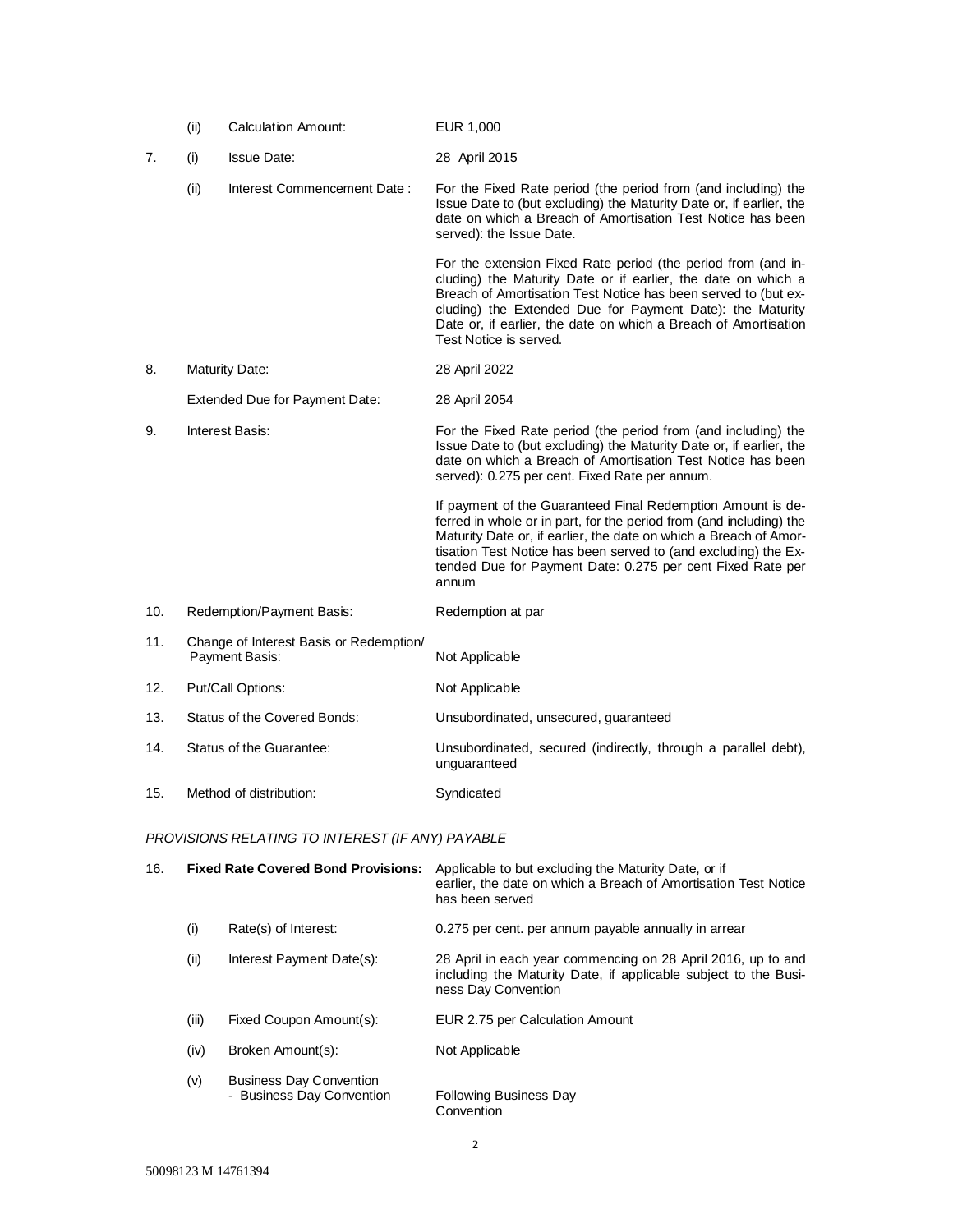| | | | |
|---|---|---|---|
| | (ii) | Calculation Amount: | EUR 1,000 |
| 7. | (i) | Issue Date: | 28 April 2015 |
| | (ii) | Interest Commencement Date : | For the Fixed Rate period (the period from (and including) the Issue Date to (but excluding) the Maturity Date or, if earlier, the date on which a Breach of Amortisation Test Notice has been served): the Issue Date.<br><br>For the extension Fixed Rate period (the period from (and including) the Maturity Date or if earlier, the date on which a Breach of Amortisation Test Notice has been served to (but excluding) the Extended Due for Payment Date): the Maturity Date or, if earlier, the date on which a Breach of Amortisation Test Notice is served. |
| 8. | Maturity Date: | | 28 April 2022 |
| | Extended Due for Payment Date: | | 28 April 2054 |
| 9. | Interest Basis: | | For the Fixed Rate period (the period from (and including) the Issue Date to (but excluding) the Maturity Date or, if earlier, the date on which a Breach of Amortisation Test Notice has been served): 0.275 per cent. Fixed Rate per annum.<br><br>If payment of the Guaranteed Final Redemption Amount is deferred in whole or in part, for the period from (and including) the Maturity Date or, if earlier, the date on which a Breach of Amortisation Test Notice has been served to (and excluding) the Extended Due for Payment Date: 0.275 per cent Fixed Rate per annum |
| 10. | Redemption/Payment Basis: | | Redemption at par |
| 11. | Change of Interest Basis or Redemption/ Payment Basis: | | Not Applicable |
| 12. | Put/Call Options: | | Not Applicable |
| 13. | Status of the Covered Bonds: | | Unsubordinated, unsecured, guaranteed |
| 14. | Status of the Guarantee: | | Unsubordinated, secured (indirectly, through a parallel debt), unguaranteed |
| 15. | Method of distribution: | | Syndicated |

*PROVISIONS RELATING TO INTEREST (IF ANY) PAYABLE*

| | | | |
|---|---|---|---|
| 16. | **Fixed Rate Covered Bond Provisions:** | | Applicable to but excluding the Maturity Date, or if earlier, the date on which a Breach of Amortisation Test Notice has been served |
| | (i) | Rate(s) of Interest: | 0.275 per cent. per annum payable annually in arrear |
| | (ii) | Interest Payment Date(s): | 28 April in each year commencing on 28 April 2016, up to and including the Maturity Date, if applicable subject to the Business Day Convention |
| | (iii) | Fixed Coupon Amount(s): | EUR 2.75 per Calculation Amount |
| | (iv) | Broken Amount(s): | Not Applicable |
| | (v) | Business Day Convention<br>- Business Day Convention | Following Business Day Convention |

50098123 M 14761394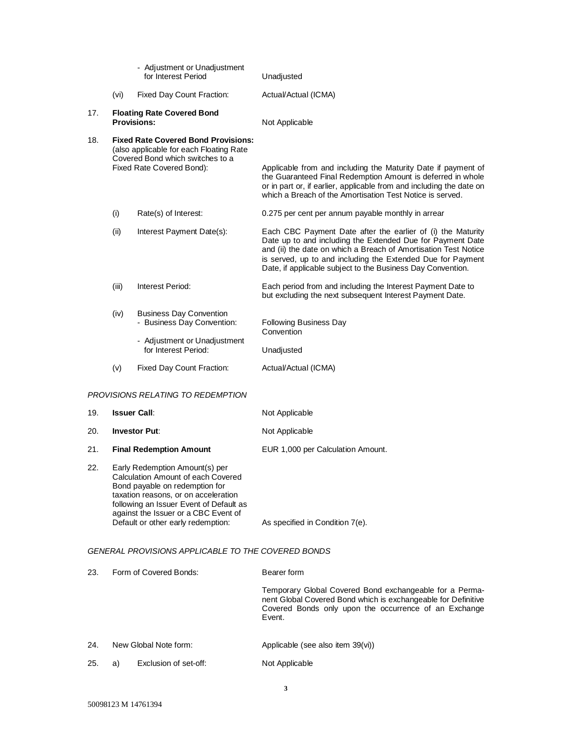| | | | |
|---|---|---|---|
| | | - Adjustment or Unadjustment for Interest Period | Unadjusted |
| | (vi) | Fixed Day Count Fraction: | Actual/Actual (ICMA) |
| 17. | **Floating Rate Covered Bond Provisions:** | | Not Applicable |
| 18. | **Fixed Rate Covered Bond Provisions:** (also applicable for each Floating Rate Covered Bond which switches to a Fixed Rate Covered Bond): | | Applicable from and including the Maturity Date if payment of the Guaranteed Final Redemption Amount is deferred in whole or in part or, if earlier, applicable from and including the date on which a Breach of the Amortisation Test Notice is served. |
| | (i) | Rate(s) of Interest: | 0.275 per cent per annum payable monthly in arrear |
| | (ii) | Interest Payment Date(s): | Each CBC Payment Date after the earlier of (i) the Maturity Date up to and including the Extended Due for Payment Date and (ii) the date on which a Breach of Amortisation Test Notice is served, up to and including the Extended Due for Payment Date, if applicable subject to the Business Day Convention. |
| | (iii) | Interest Period: | Each period from and including the Interest Payment Date to but excluding the next subsequent Interest Payment Date. |
| | (iv) | Business Day Convention<br>- Business Day Convention: | Following Business Day Convention |
| | | - Adjustment or Unadjustment for Interest Period: | Unadjusted |
| | (v) | Fixed Day Count Fraction: | Actual/Actual (ICMA) |

*PROVISIONS RELATING TO REDEMPTION*

| | | |
|---|---|---|
| 19. | **Issuer Call**: | Not Applicable |
| 20. | **Investor Put**: | Not Applicable |
| 21. | **Final Redemption Amount** | EUR 1,000 per Calculation Amount. |
| 22. | Early Redemption Amount(s) per Calculation Amount of each Covered Bond payable on redemption for taxation reasons, or on acceleration following an Issuer Event of Default as against the Issuer or a CBC Event of Default or other early redemption: | As specified in Condition 7(e). |

*GENERAL PROVISIONS APPLICABLE TO THE COVERED BONDS*

| | | | |
|---|---|---|---|
| 23. | Form of Covered Bonds: | | Bearer form<br><br>Temporary Global Covered Bond exchangeable for a Permanent Global Covered Bond which is exchangeable for Definitive Covered Bonds only upon the occurrence of an Exchange Event. |
| 24. | New Global Note form: | | Applicable (see also item 39(vi)) |
| 25. | a) | Exclusion of set-off: | Not Applicable |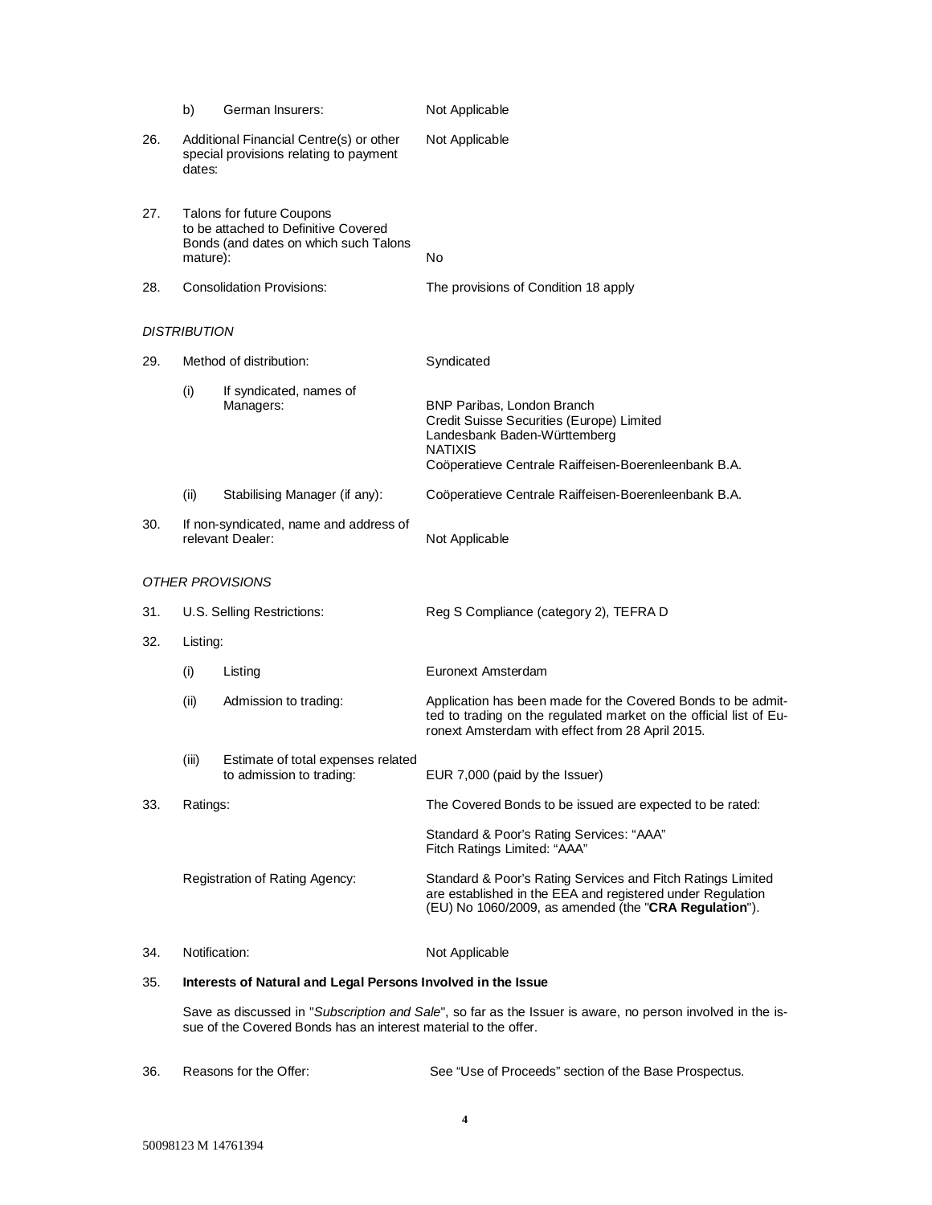| | | |
|---|---|---|
| | b) German Insurers: | Not Applicable |
| 26. | Additional Financial Centre(s) or other special provisions relating to payment dates: | Not Applicable |
| 27. | Talons for future Coupons to be attached to Definitive Covered Bonds (and dates on which such Talons mature): | No |
| 28. | Consolidation Provisions: | The provisions of Condition 18 apply |

*DISTRIBUTION*

| | | |
|---|---|---|
| 29. | Method of distribution: | Syndicated |
| | (i) If syndicated, names of Managers: | BNP Paribas, London Branch<br>Credit Suisse Securities (Europe) Limited<br>Landesbank Baden-Württemberg<br>NATIXIS<br>Coöperatieve Centrale Raiffeisen-Boerenleenbank B.A. |
| | (ii) Stabilising Manager (if any): | Coöperatieve Centrale Raiffeisen-Boerenleenbank B.A. |
| 30. | If non-syndicated, name and address of relevant Dealer: | Not Applicable |

*OTHER PROVISIONS*

| | | |
|---|---|---|
| 31. | U.S. Selling Restrictions: | Reg S Compliance (category 2), TEFRA D |
| 32. | Listing: | |
| | (i) Listing | Euronext Amsterdam |
| | (ii) Admission to trading: | Application has been made for the Covered Bonds to be admitted to trading on the regulated market on the official list of Euronext Amsterdam with effect from 28 April 2015. |
| | (iii) Estimate of total expenses related to admission to trading: | EUR 7,000 (paid by the Issuer) |
| 33. | Ratings: | The Covered Bonds to be issued are expected to be rated:<br><br>Standard & Poor's Rating Services: "AAA"<br>Fitch Ratings Limited: "AAA" |
| | Registration of Rating Agency: | Standard & Poor's Rating Services and Fitch Ratings Limited are established in the EEA and registered under Regulation (EU) No 1060/2009, as amended (the "**CRA Regulation**"). |
| 34. | Notification: | Not Applicable |

35. **Interests of Natural and Legal Persons Involved in the Issue**

Save as discussed in "*Subscription and Sale*", so far as the Issuer is aware, no person involved in the issue of the Covered Bonds has an interest material to the offer.

| | | |
|---|---|---|
| 36. | Reasons for the Offer: | See "Use of Proceeds" section of the Base Prospectus. |

50098123 M 14761394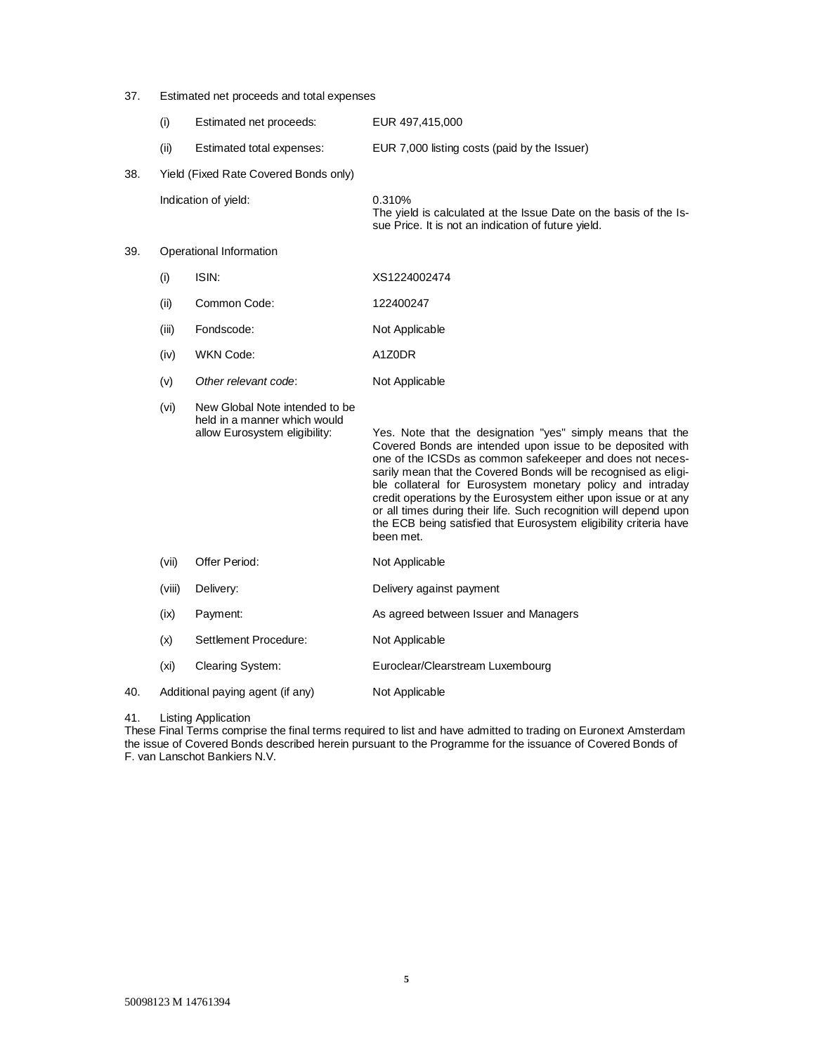37. Estimated net proceeds and total expenses

| | | |
|---|---|---|
| (i) | Estimated net proceeds: | EUR 497,415,000 |
| (ii) | Estimated total expenses: | EUR 7,000 listing costs (paid by the Issuer) |

38. Yield (Fixed Rate Covered Bonds only)

| | |
|---|---|
| Indication of yield: | 0.310%<br>The yield is calculated at the Issue Date on the basis of the Issue Price. It is not an indication of future yield. |

39. Operational Information

| | | |
|---|---|---|
| (i) | ISIN: | XS1224002474 |
| (ii) | Common Code: | 122400247 |
| (iii) | Fondscode: | Not Applicable |
| (iv) | WKN Code: | A1Z0DR |
| (v) | *Other relevant code*: | Not Applicable |
| (vi) | New Global Note intended to be held in a manner which would allow Eurosystem eligibility: | Yes. Note that the designation "yes" simply means that the Covered Bonds are intended upon issue to be deposited with one of the ICSDs as common safekeeper and does not necessarily mean that the Covered Bonds will be recognised as eligible collateral for Eurosystem monetary policy and intraday credit operations by the Eurosystem either upon issue or at any or all times during their life. Such recognition will depend upon the ECB being satisfied that Eurosystem eligibility criteria have been met. |
| (vii) | Offer Period: | Not Applicable |
| (viii) | Delivery: | Delivery against payment |
| (ix) | Payment: | As agreed between Issuer and Managers |
| (x) | Settlement Procedure: | Not Applicable |
| (xi) | Clearing System: | Euroclear/Clearstream Luxembourg |

40. Additional paying agent (if any) — Not Applicable

41. Listing Application

These Final Terms comprise the final terms required to list and have admitted to trading on Euronext Amsterdam the issue of Covered Bonds described herein pursuant to the Programme for the issuance of Covered Bonds of F. van Lanschot Bankiers N.V.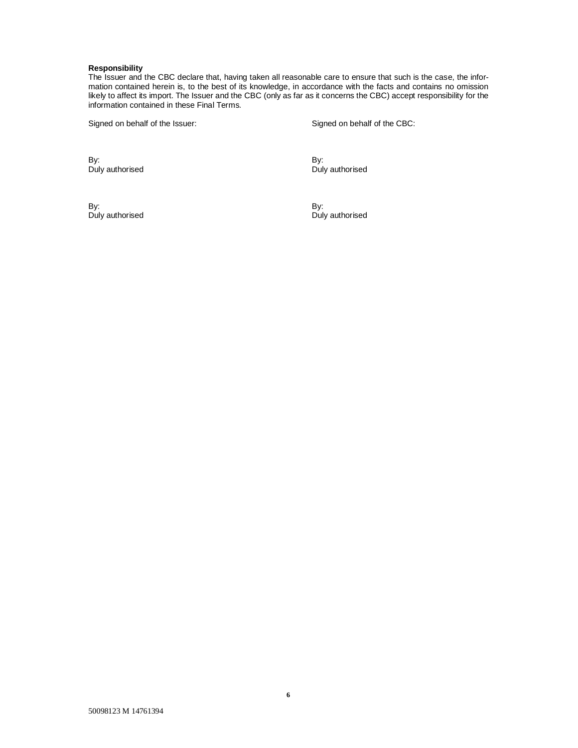**Responsibility**

The Issuer and the CBC declare that, having taken all reasonable care to ensure that such is the case, the information contained herein is, to the best of its knowledge, in accordance with the facts and contains no omission likely to affect its import. The Issuer and the CBC (only as far as it concerns the CBC) accept responsibility for the information contained in these Final Terms.

| | |
|---|---|
| Signed on behalf of the Issuer: | Signed on behalf of the CBC: |
| By: | By: |
| Duly authorised | Duly authorised |
| By: | By: |
| Duly authorised | Duly authorised |

50098123 M 14761394